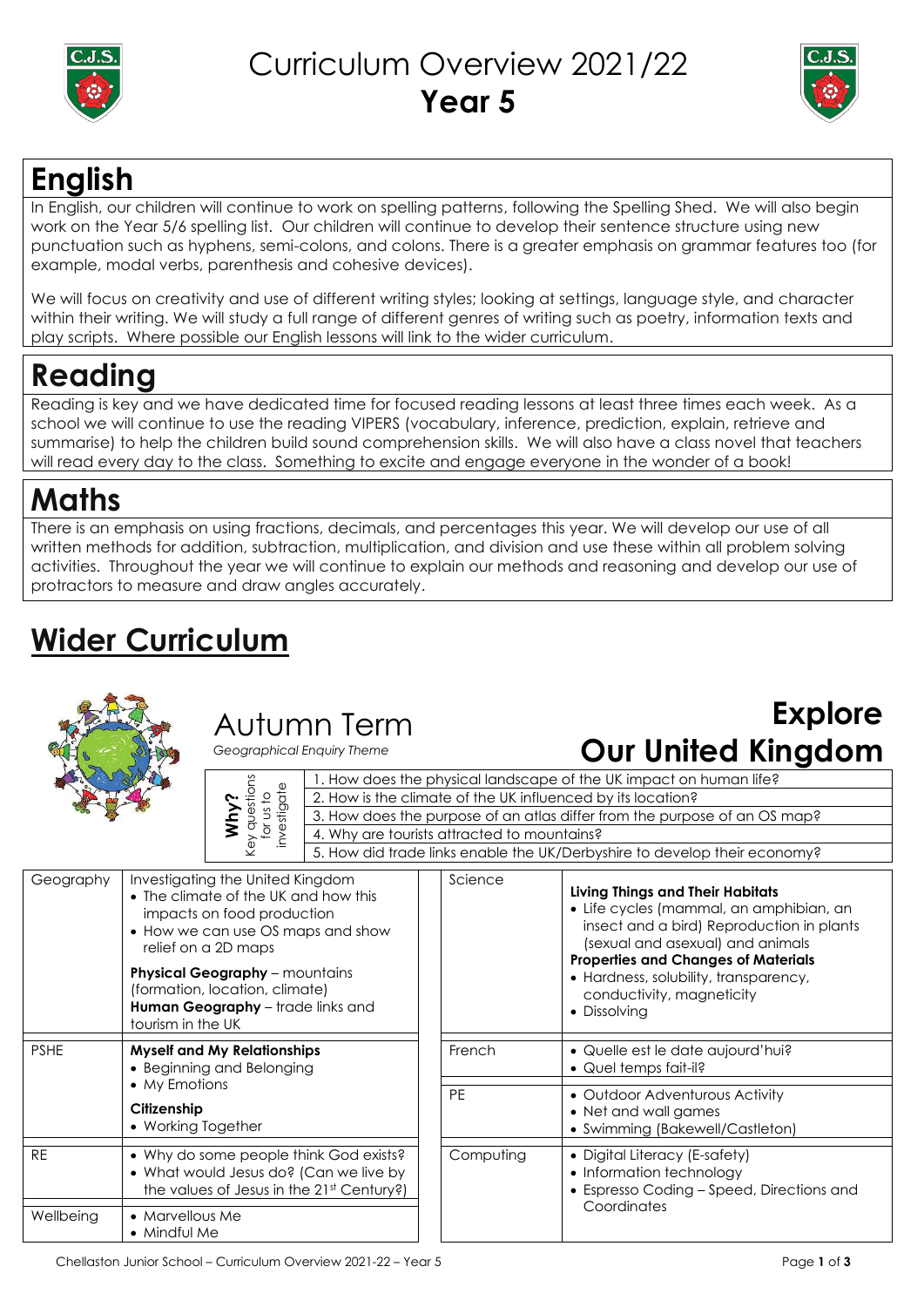# Curriculum Overview 2021/22
# Year 5

## English

In English, our children will continue to work on spelling patterns, following the Spelling Shed. We will also begin work on the Year 5/6 spelling list. Our children will continue to develop their sentence structure using new punctuation such as hyphens, semi-colons, and colons. There is a greater emphasis on grammar features too (for example, modal verbs, parenthesis and cohesive devices).

We will focus on creativity and use of different writing styles; looking at settings, language style, and character within their writing. We will study a full range of different genres of writing such as poetry, information texts and play scripts. Where possible our English lessons will link to the wider curriculum.

## Reading

Reading is key and we have dedicated time for focused reading lessons at least three times each week. As a school we will continue to use the reading VIPERS (vocabulary, inference, prediction, explain, retrieve and summarise) to help the children build sound comprehension skills. We will also have a class novel that teachers will read every day to the class. Something to excite and engage everyone in the wonder of a book!

## Maths

There is an emphasis on using fractions, decimals, and percentages this year. We will develop our use of all written methods for addition, subtraction, multiplication, and division and use these within all problem solving activities. Throughout the year we will continue to explain our methods and reasoning and develop our use of protractors to measure and draw angles accurately.

## Wider Curriculum

### Autumn Term

*Geographical Enquiry Theme*

### Explore Our United Kingdom

| **Why?** Key questions for us to investigate |
|---|
| 1. How does the physical landscape of the UK impact on human life? |
| 2. How is the climate of the UK influenced by its location? |
| 3. How does the purpose of an atlas differ from the purpose of an OS map? |
| 4. Why are tourists attracted to mountains? |
| 5. How did trade links enable the UK/Derbyshire to develop their economy? |

| Subject | Content |
|---|---|
| Geography | Investigating the United Kingdom<br>• The climate of the UK and how this impacts on food production<br>• How we can use OS maps and show relief on a 2D maps<br>**Physical Geography** – mountains (formation, location, climate)<br>**Human Geography** – trade links and tourism in the UK |
| PSHE | **Myself and My Relationships**<br>• Beginning and Belonging<br>• My Emotions<br>**Citizenship**<br>• Working Together |
| RE | • Why do some people think God exists?<br>• What would Jesus do? (Can we live by the values of Jesus in the 21st Century?) |
| Wellbeing | • Marvellous Me<br>• Mindful Me |
| Science | **Living Things and Their Habitats**<br>• Life cycles (mammal, an amphibian, an insect and a bird) Reproduction in plants (sexual and asexual) and animals<br>**Properties and Changes of Materials**<br>• Hardness, solubility, transparency, conductivity, magneticity<br>• Dissolving |
| French | • Quelle est le date aujourd'hui?<br>• Quel temps fait-il? |
| PE | • Outdoor Adventurous Activity<br>• Net and wall games<br>• Swimming (Bakewell/Castleton) |
| Computing | • Digital Literacy (E-safety)<br>• Information technology<br>• Espresso Coding – Speed, Directions and Coordinates |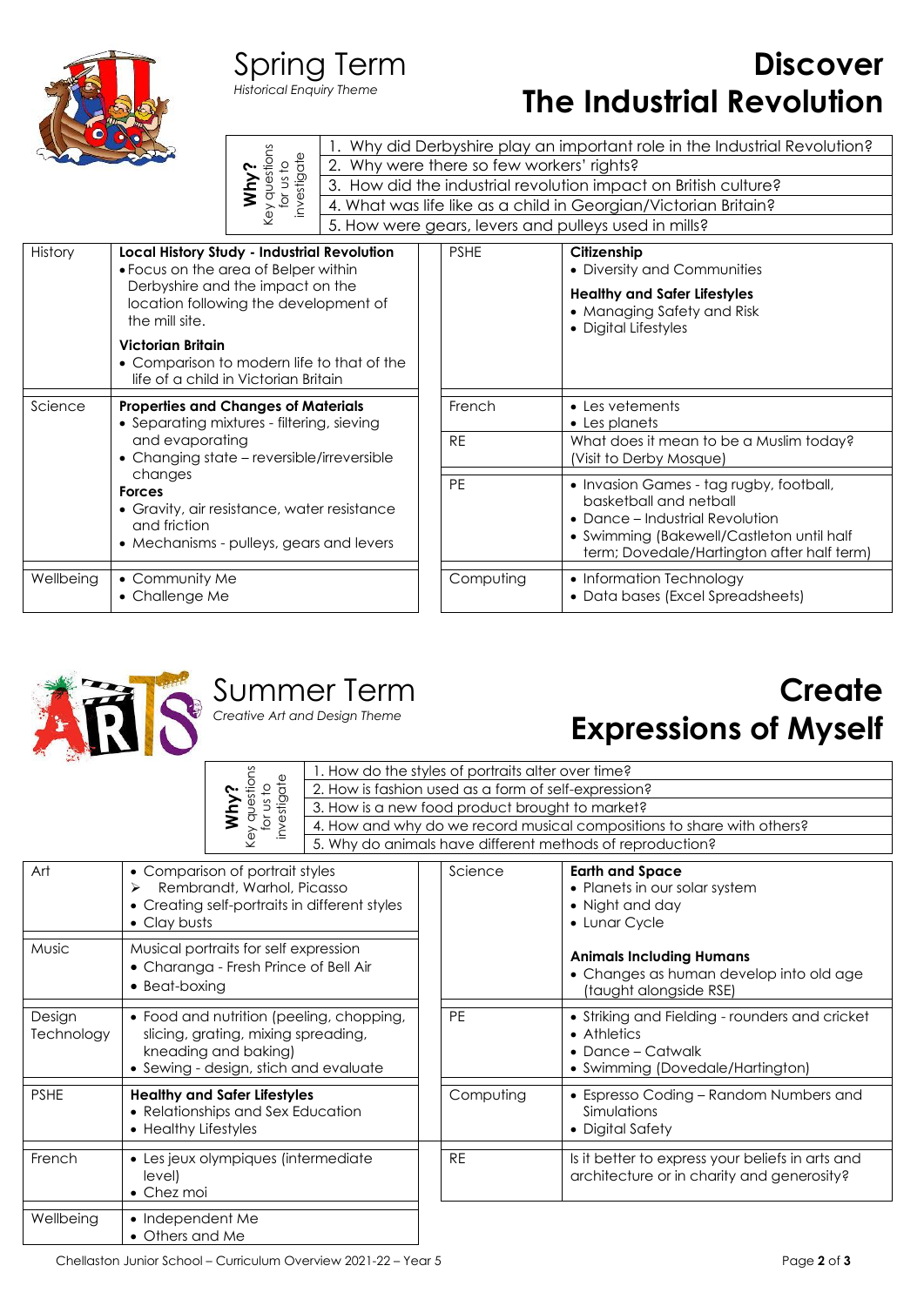# Spring Term

*Historical Enquiry Theme*

# Discover The Industrial Revolution

**Why?** Key questions for us to investigate

1. Why did Derbyshire play an important role in the Industrial Revolution?
2. Why were there so few workers' rights?
3. How did the industrial revolution impact on British culture?
4. What was life like as a child in Georgian/Victorian Britain?
5. How were gears, levers and pulleys used in mills?

| | |
|---|---|
| History | **Local History Study - Industrial Revolution**<br>• Focus on the area of Belper within Derbyshire and the impact on the location following the development of the mill site.<br>**Victorian Britain**<br>• Comparison to modern life to that of the life of a child in Victorian Britain |
| Science | **Properties and Changes of Materials**<br>• Separating mixtures - filtering, sieving and evaporating<br>• Changing state – reversible/irreversible changes<br>**Forces**<br>• Gravity, air resistance, water resistance and friction<br>• Mechanisms - pulleys, gears and levers |
| Wellbeing | • Community Me<br>• Challenge Me |
| PSHE | **Citizenship**<br>• Diversity and Communities<br>**Healthy and Safer Lifestyles**<br>• Managing Safety and Risk<br>• Digital Lifestyles |
| French | • Les vetements<br>• Les planets |
| RE | What does it mean to be a Muslim today? (Visit to Derby Mosque) |
| PE | • Invasion Games - tag rugby, football, basketball and netball<br>• Dance – Industrial Revolution<br>• Swimming (Bakewell/Castleton until half term; Dovedale/Hartington after half term) |
| Computing | • Information Technology<br>• Data bases (Excel Spreadsheets) |

# Summer Term

*Creative Art and Design Theme*

# Create Expressions of Myself

**Why?** Key questions for us to investigate

1. How do the styles of portraits alter over time?
2. How is fashion used as a form of self-expression?
3. How is a new food product brought to market?
4. How and why do we record musical compositions to share with others?
5. Why do animals have different methods of reproduction?

| | |
|---|---|
| Art | • Comparison of portrait styles<br>➢ Rembrandt, Warhol, Picasso<br>• Creating self-portraits in different styles<br>• Clay busts |
| Music | Musical portraits for self expression<br>• Charanga - Fresh Prince of Bell Air<br>• Beat-boxing |
| Design Technology | • Food and nutrition (peeling, chopping, slicing, grating, mixing spreading, kneading and baking)<br>• Sewing - design, stich and evaluate |
| PSHE | **Healthy and Safer Lifestyles**<br>• Relationships and Sex Education<br>• Healthy Lifestyles |
| French | • Les jeux olympiques (intermediate level)<br>• Chez moi |
| Wellbeing | • Independent Me<br>• Others and Me |
| Science | **Earth and Space**<br>• Planets in our solar system<br>• Night and day<br>• Lunar Cycle<br>**Animals Including Humans**<br>• Changes as human develop into old age (taught alongside RSE) |
| PE | • Striking and Fielding - rounders and cricket<br>• Athletics<br>• Dance – Catwalk<br>• Swimming (Dovedale/Hartington) |
| Computing | • Espresso Coding – Random Numbers and Simulations<br>• Digital Safety |
| RE | Is it better to express your beliefs in arts and architecture or in charity and generosity? |

Chellaston Junior School – Curriculum Overview 2021-22 – Year 5